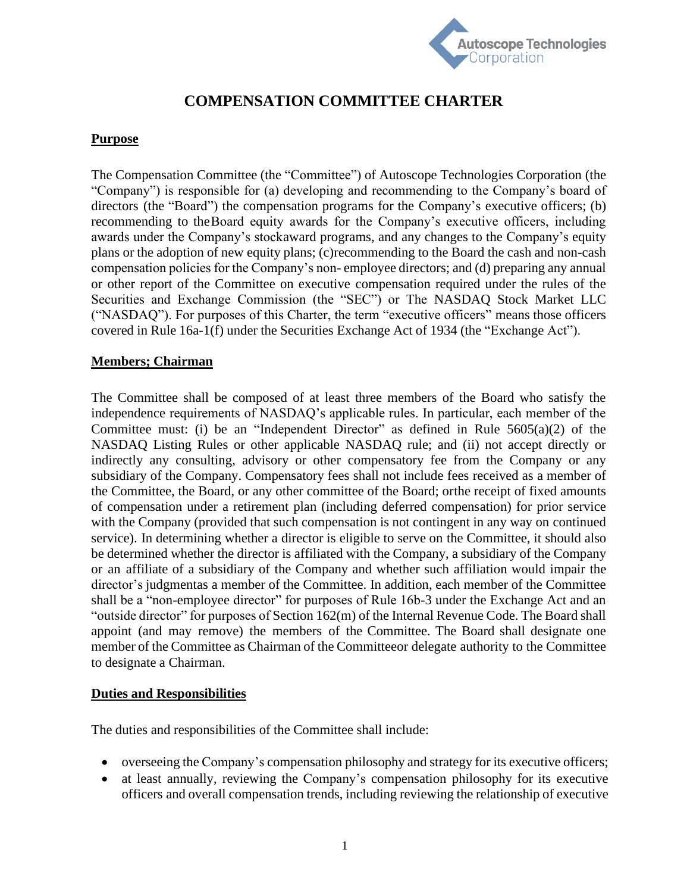# COMPENSATION COMMITTEE CHARTER

## Purpose

The Compensation Committee (the "Committee") of Autoscope Technologies Corporation (the "Company") is responsible for (a) developing and recommending to the Company's board of directors (the "Board") the compensation programs for the Company's executive officers; (b) recommending to theBoard equity awards for the Company's executive officers, including awards under the Company's stockaward programs, and any changes to the Company's equity plans or the adoption of new equity plans; (c)recommending to the Board the cash and non-cash compensation policies for the Company's non- employee directors; and (d) preparing any annual or other report of the Committee on executive compensation required under the rules of the Securities and Exchange Commission (the "SEC") or The NASDAQ Stock Market LLC ("NASDAQ"). For purposes of this Charter, the term "executive officers" means those officers covered in Rule 16a-1(f) under the Securities Exchange Act of 1934 (the "Exchange Act").

## Members; Chairman

The Committee shall be composed of at least three members of the Board who satisfy the independence requirements of NASDAQ's applicable rules. In particular, each member of the Committee must: (i) be an "Independent Director" as defined in Rule 5605(a)(2) of the NASDAQ Listing Rules or other applicable NASDAQ rule; and (ii) not accept directly or indirectly any consulting, advisory or other compensatory fee from the Company or any subsidiary of the Company. Compensatory fees shall not include fees received as a member of the Committee, the Board, or any other committee of the Board; orthe receipt of fixed amounts of compensation under a retirement plan (including deferred compensation) for prior service with the Company (provided that such compensation is not contingent in any way on continued service). In determining whether a director is eligible to serve on the Committee, it should also be determined whether the director is affiliated with the Company, a subsidiary of the Company or an affiliate of a subsidiary of the Company and whether such affiliation would impair the director's judgmentas a member of the Committee. In addition, each member of the Committee shall be a "non-employee director" for purposes of Rule 16b-3 under the Exchange Act and an "outside director" for purposes of Section 162(m) of the Internal Revenue Code. The Board shall appoint (and may remove) the members of the Committee. The Board shall designate one member of the Committee as Chairman of the Committeeor delegate authority to the Committee to designate a Chairman.

## Duties and Responsibilities

The duties and responsibilities of the Committee shall include:

- overseeing the Company's compensation philosophy and strategy for its executive officers;
- at least annually, reviewing the Company's compensation philosophy for its executive officers and overall compensation trends, including reviewing the relationship of executive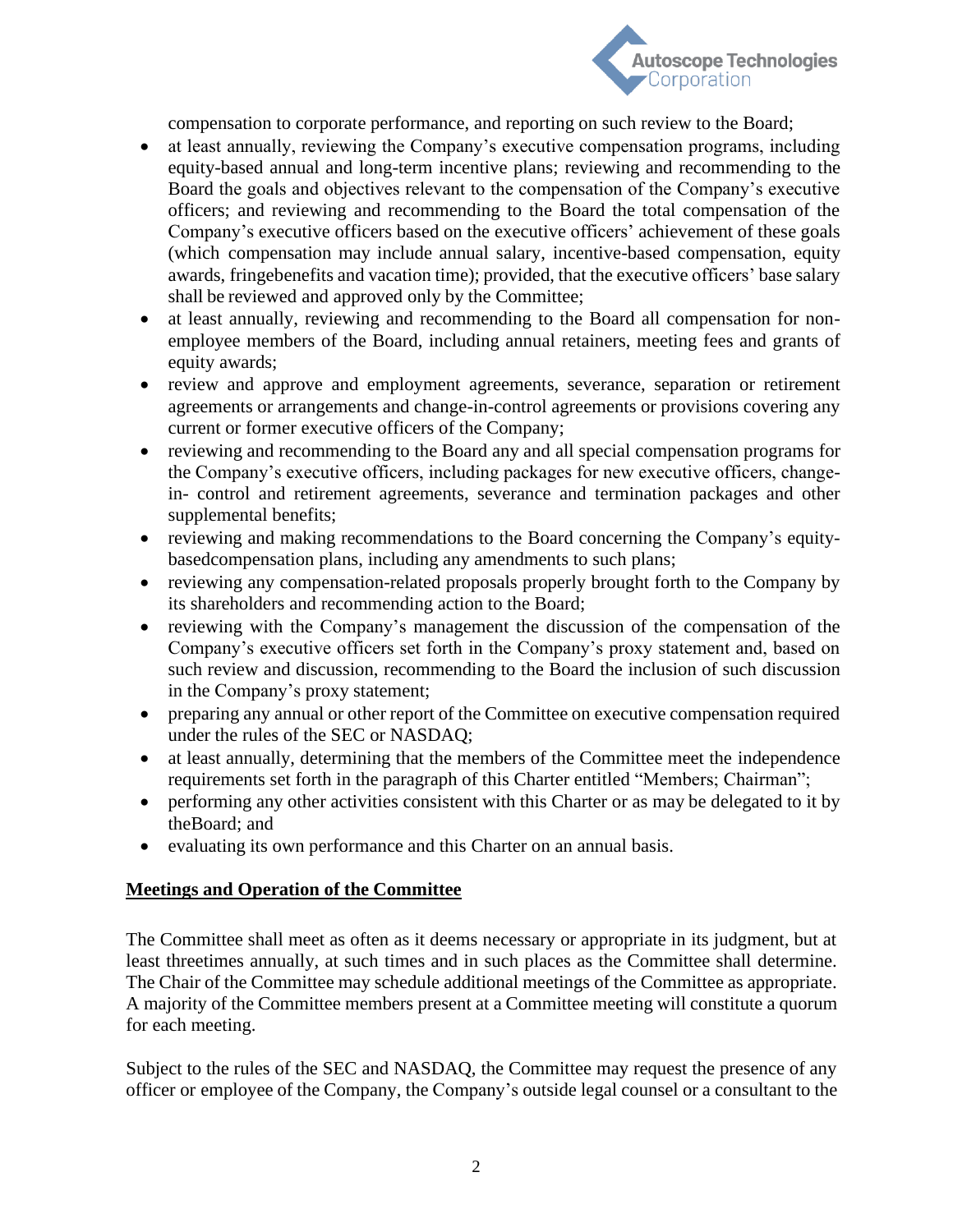compensation to corporate performance, and reporting on such review to the Board;

- at least annually, reviewing the Company's executive compensation programs, including equity-based annual and long-term incentive plans; reviewing and recommending to the Board the goals and objectives relevant to the compensation of the Company's executive officers; and reviewing and recommending to the Board the total compensation of the Company's executive officers based on the executive officers' achievement of these goals (which compensation may include annual salary, incentive-based compensation, equity awards, fringebenefits and vacation time); provided, that the executive officers' base salary shall be reviewed and approved only by the Committee;
- at least annually, reviewing and recommending to the Board all compensation for non-employee members of the Board, including annual retainers, meeting fees and grants of equity awards;
- review and approve and employment agreements, severance, separation or retirement agreements or arrangements and change-in-control agreements or provisions covering any current or former executive officers of the Company;
- reviewing and recommending to the Board any and all special compensation programs for the Company's executive officers, including packages for new executive officers, change-in- control and retirement agreements, severance and termination packages and other supplemental benefits;
- reviewing and making recommendations to the Board concerning the Company's equity-basedcompensation plans, including any amendments to such plans;
- reviewing any compensation-related proposals properly brought forth to the Company by its shareholders and recommending action to the Board;
- reviewing with the Company's management the discussion of the compensation of the Company's executive officers set forth in the Company's proxy statement and, based on such review and discussion, recommending to the Board the inclusion of such discussion in the Company's proxy statement;
- preparing any annual or other report of the Committee on executive compensation required under the rules of the SEC or NASDAQ;
- at least annually, determining that the members of the Committee meet the independence requirements set forth in the paragraph of this Charter entitled "Members; Chairman";
- performing any other activities consistent with this Charter or as may be delegated to it by theBoard; and
- evaluating its own performance and this Charter on an annual basis.

**Meetings and Operation of the Committee**

The Committee shall meet as often as it deems necessary or appropriate in its judgment, but at least threetimes annually, at such times and in such places as the Committee shall determine. The Chair of the Committee may schedule additional meetings of the Committee as appropriate. A majority of the Committee members present at a Committee meeting will constitute a quorum for each meeting.

Subject to the rules of the SEC and NASDAQ, the Committee may request the presence of any officer or employee of the Company, the Company's outside legal counsel or a consultant to the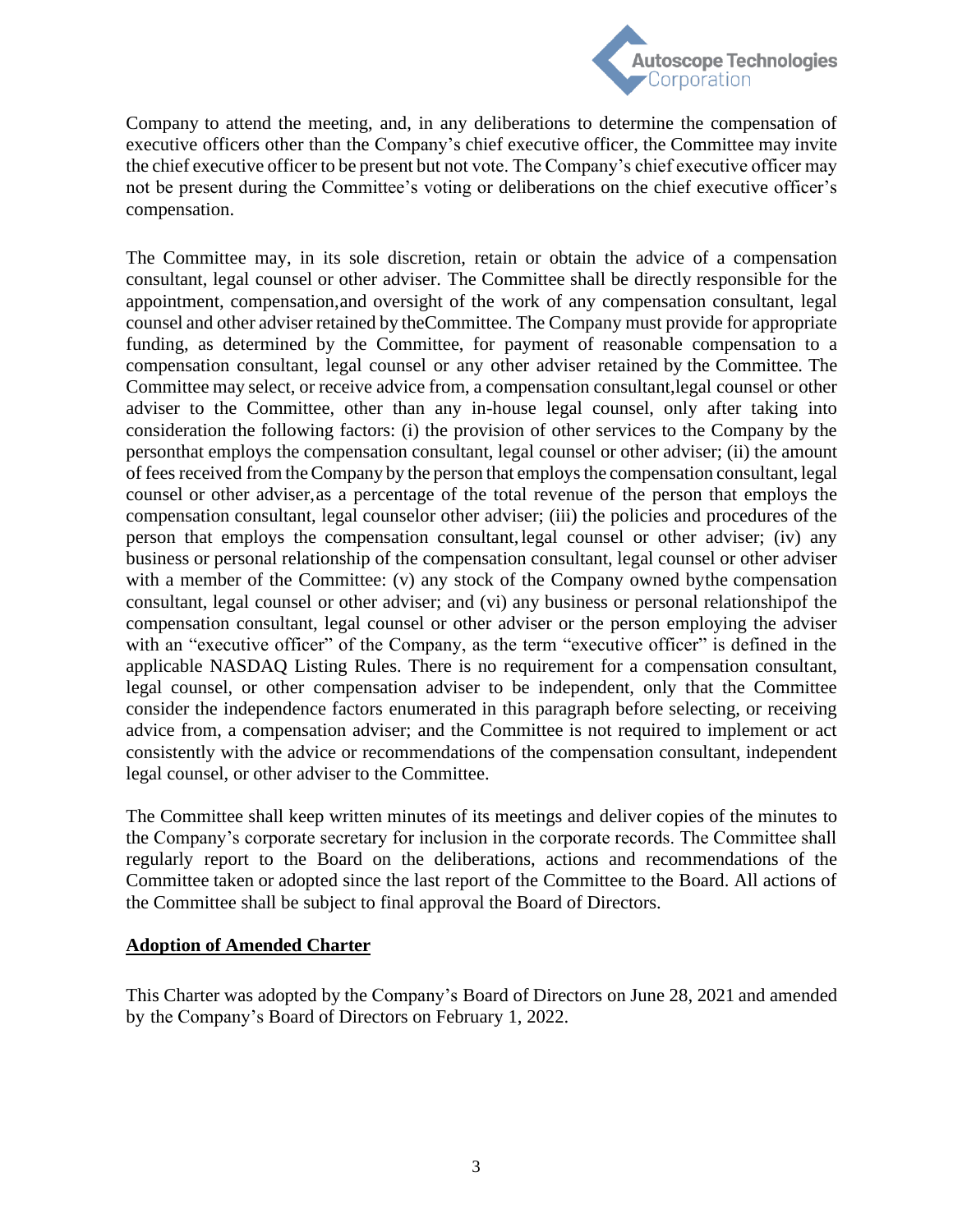Company to attend the meeting, and, in any deliberations to determine the compensation of executive officers other than the Company's chief executive officer, the Committee may invite the chief executive officer to be present but not vote. The Company's chief executive officer may not be present during the Committee's voting or deliberations on the chief executive officer's compensation.

The Committee may, in its sole discretion, retain or obtain the advice of a compensation consultant, legal counsel or other adviser. The Committee shall be directly responsible for the appointment, compensation,and oversight of the work of any compensation consultant, legal counsel and other adviser retained by theCommittee. The Company must provide for appropriate funding, as determined by the Committee, for payment of reasonable compensation to a compensation consultant, legal counsel or any other adviser retained by the Committee. The Committee may select, or receive advice from, a compensation consultant,legal counsel or other adviser to the Committee, other than any in-house legal counsel, only after taking into consideration the following factors: (i) the provision of other services to the Company by the personthat employs the compensation consultant, legal counsel or other adviser; (ii) the amount of fees received from the Company by the person that employs the compensation consultant, legal counsel or other adviser,as a percentage of the total revenue of the person that employs the compensation consultant, legal counselor other adviser; (iii) the policies and procedures of the person that employs the compensation consultant,legal counsel or other adviser; (iv) any business or personal relationship of the compensation consultant, legal counsel or other adviser with a member of the Committee: (v) any stock of the Company owned bythe compensation consultant, legal counsel or other adviser; and (vi) any business or personal relationshipof the compensation consultant, legal counsel or other adviser or the person employing the adviser with an "executive officer" of the Company, as the term "executive officer" is defined in the applicable NASDAQ Listing Rules. There is no requirement for a compensation consultant, legal counsel, or other compensation adviser to be independent, only that the Committee consider the independence factors enumerated in this paragraph before selecting, or receiving advice from, a compensation adviser; and the Committee is not required to implement or act consistently with the advice or recommendations of the compensation consultant, independent legal counsel, or other adviser to the Committee.

The Committee shall keep written minutes of its meetings and deliver copies of the minutes to the Company's corporate secretary for inclusion in the corporate records. The Committee shall regularly report to the Board on the deliberations, actions and recommendations of the Committee taken or adopted since the last report of the Committee to the Board. All actions of the Committee shall be subject to final approval the Board of Directors.

**Adoption of Amended Charter**

This Charter was adopted by the Company's Board of Directors on June 28, 2021 and amended by the Company's Board of Directors on February 1, 2022.